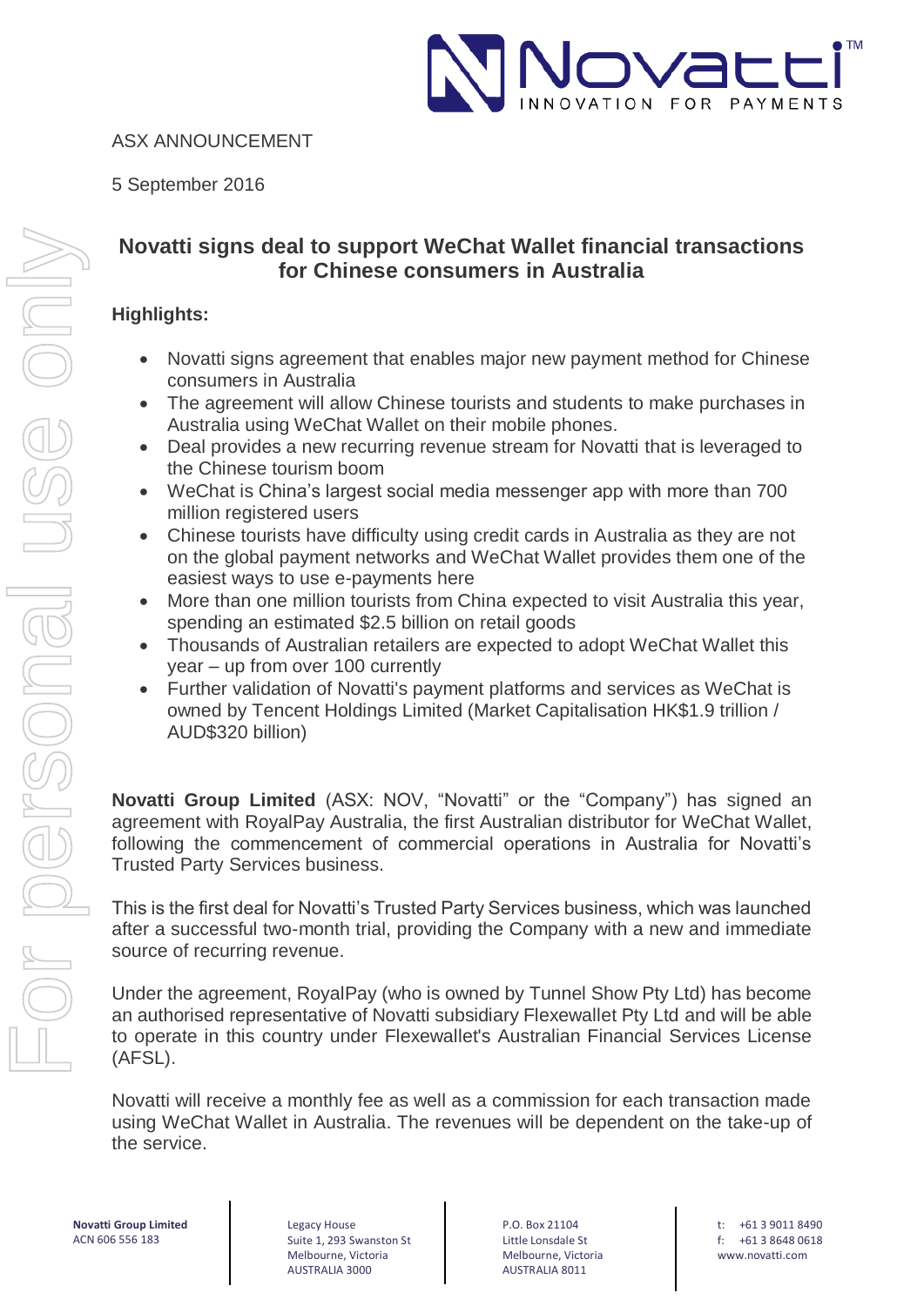ASX ANNOUNCEMENT

5 September 2016

## Novatti signs deal to support WeChat Wallet financial transactions for Chinese consumers in Australia

**Highlights:**

- Novatti signs agreement that enables major new payment method for Chinese consumers in Australia
- The agreement will allow Chinese tourists and students to make purchases in Australia using WeChat Wallet on their mobile phones.
- Deal provides a new recurring revenue stream for Novatti that is leveraged to the Chinese tourism boom
- WeChat is China's largest social media messenger app with more than 700 million registered users
- Chinese tourists have difficulty using credit cards in Australia as they are not on the global payment networks and WeChat Wallet provides them one of the easiest ways to use e-payments here
- More than one million tourists from China expected to visit Australia this year, spending an estimated $2.5 billion on retail goods
- Thousands of Australian retailers are expected to adopt WeChat Wallet this year – up from over 100 currently
- Further validation of Novatti's payment platforms and services as WeChat is owned by Tencent Holdings Limited (Market Capitalisation HK$1.9 trillion / AUD$320 billion)

**Novatti Group Limited** (ASX: NOV, "Novatti" or the "Company") has signed an agreement with RoyalPay Australia, the first Australian distributor for WeChat Wallet, following the commencement of commercial operations in Australia for Novatti's Trusted Party Services business.

This is the first deal for Novatti's Trusted Party Services business, which was launched after a successful two-month trial, providing the Company with a new and immediate source of recurring revenue.

Under the agreement, RoyalPay (who is owned by Tunnel Show Pty Ltd) has become an authorised representative of Novatti subsidiary Flexewallet Pty Ltd and will be able to operate in this country under Flexewallet's Australian Financial Services License (AFSL).

Novatti will receive a monthly fee as well as a commission for each transaction made using WeChat Wallet in Australia. The revenues will be dependent on the take-up of the service.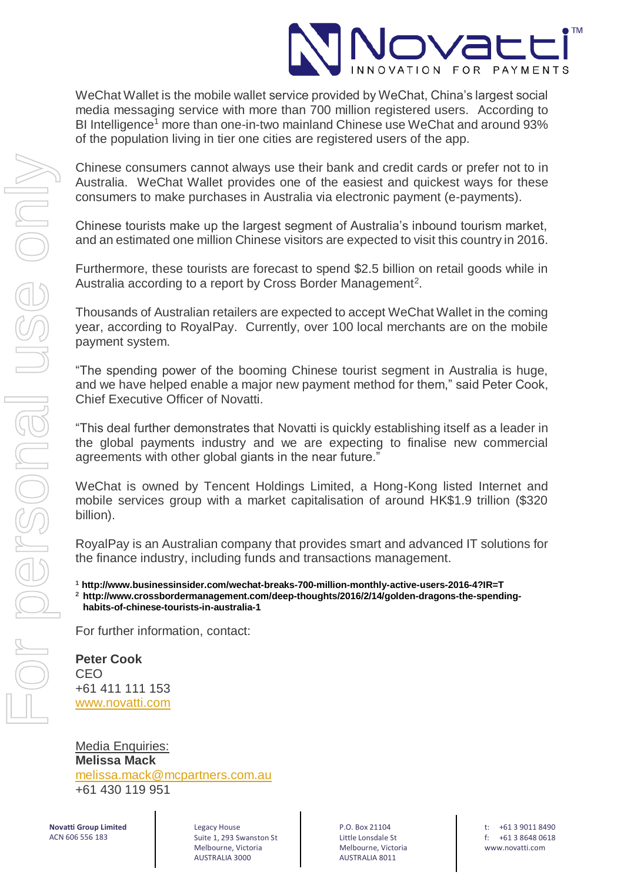WeChat Wallet is the mobile wallet service provided by WeChat, China's largest social media messaging service with more than 700 million registered users. According to BI Intelligence[1] more than one-in-two mainland Chinese use WeChat and around 93% of the population living in tier one cities are registered users of the app.

Chinese consumers cannot always use their bank and credit cards or prefer not to in Australia. WeChat Wallet provides one of the easiest and quickest ways for these consumers to make purchases in Australia via electronic payment (e-payments).

Chinese tourists make up the largest segment of Australia's inbound tourism market, and an estimated one million Chinese visitors are expected to visit this country in 2016.

Furthermore, these tourists are forecast to spend $2.5 billion on retail goods while in Australia according to a report by Cross Border Management[2].

Thousands of Australian retailers are expected to accept WeChat Wallet in the coming year, according to RoyalPay. Currently, over 100 local merchants are on the mobile payment system.

"The spending power of the booming Chinese tourist segment in Australia is huge, and we have helped enable a major new payment method for them," said Peter Cook, Chief Executive Officer of Novatti.

"This deal further demonstrates that Novatti is quickly establishing itself as a leader in the global payments industry and we are expecting to finalise new commercial agreements with other global giants in the near future."

WeChat is owned by Tencent Holdings Limited, a Hong-Kong listed Internet and mobile services group with a market capitalisation of around HK$1.9 trillion ($320 billion).

RoyalPay is an Australian company that provides smart and advanced IT solutions for the finance industry, including funds and transactions management.

[1] **http://www.businessinsider.com/wechat-breaks-700-million-monthly-active-users-2016-4?IR=T**
[2] **http://www.crossbordermanagement.com/deep-thoughts/2016/2/14/golden-dragons-the-spending-habits-of-chinese-tourists-in-australia-1**

For further information, contact:

**Peter Cook**
CEO
+61 411 111 153
www.novatti.com

Media Enquiries:
**Melissa Mack**
melissa.mack@mcpartners.com.au
+61 430 119 951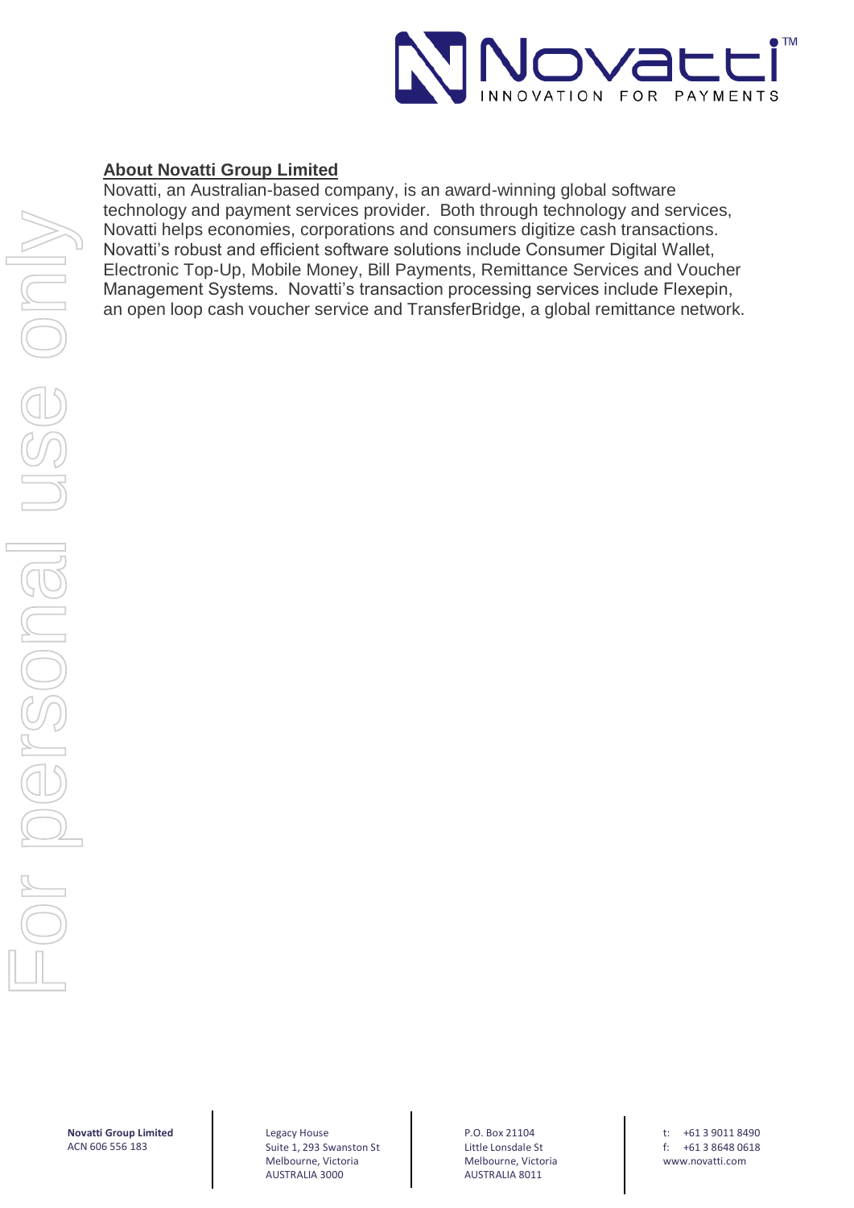## About Novatti Group Limited

Novatti, an Australian-based company, is an award-winning global software technology and payment services provider. Both through technology and services, Novatti helps economies, corporations and consumers digitize cash transactions. Novatti's robust and efficient software solutions include Consumer Digital Wallet, Electronic Top-Up, Mobile Money, Bill Payments, Remittance Services and Voucher Management Systems. Novatti's transaction processing services include Flexepin, an open loop cash voucher service and TransferBridge, a global remittance network.

**Novatti Group Limited**
ACN 606 556 183

Legacy House
Suite 1, 293 Swanston St
Melbourne, Victoria
AUSTRALIA 3000

P.O. Box 21104
Little Lonsdale St
Melbourne, Victoria
AUSTRALIA 8011

t: +61 3 9011 8490
f: +61 3 8648 0618
www.novatti.com